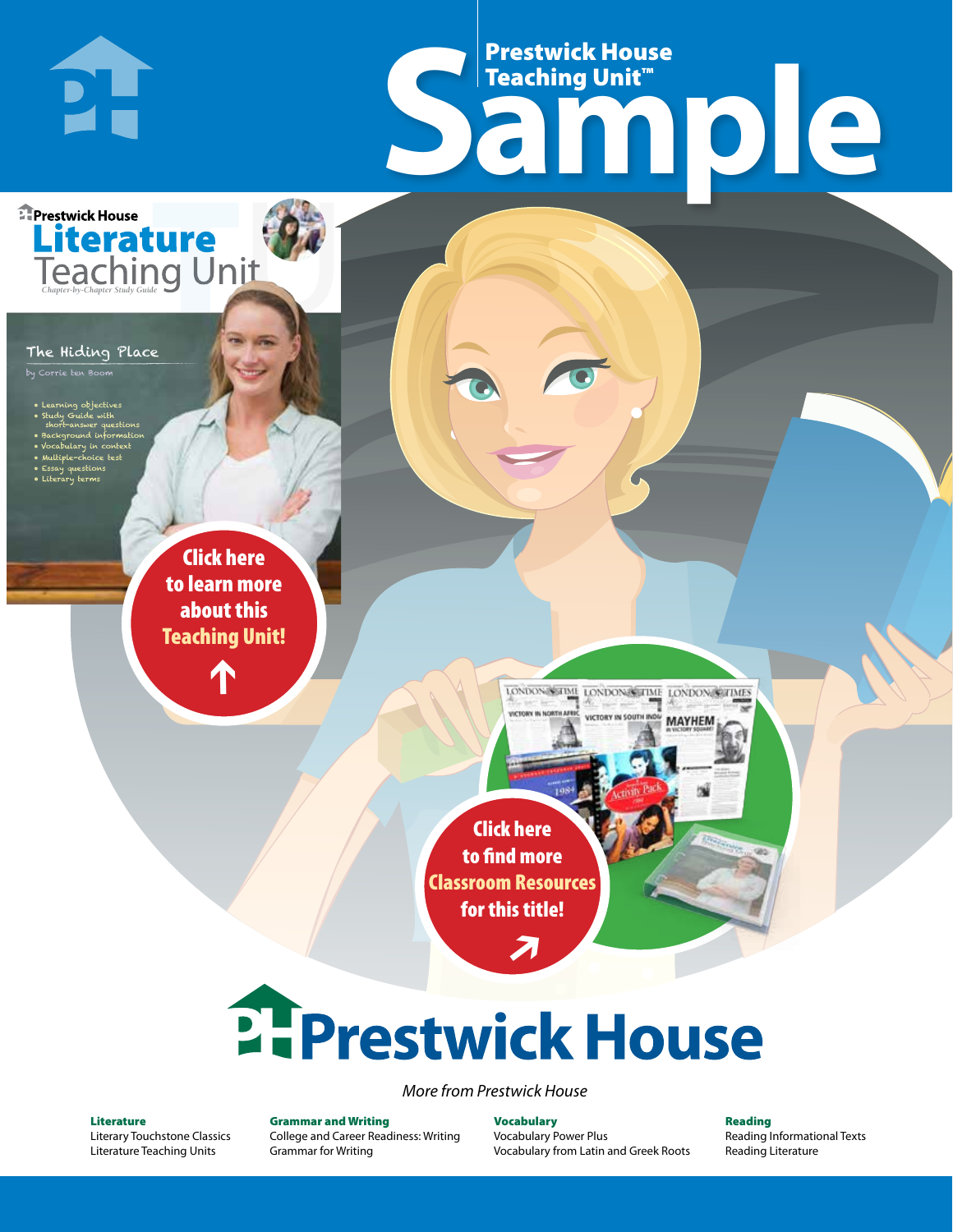# Prestwick House Teaching Unit™ Sample

Prestwick House

# Literature Teaching Unit

*Chapter-by-Chapter Study Guide*

## The Hiding Place

by Corrie ten Boom

- Learning objectives
- Study Guide with short-answer questions
- Background information
- Vocabulary in context
- Multiple-choice test
- Essay questions
- Literary terms

**Click here to learn more about this Teaching Unit!**

**Click here to find more Classroom Resources for this title!**

# Prestwick House

*More from Prestwick House*

**Literature**
Literary Touchstone Classics
Literature Teaching Units

**Grammar and Writing**
College and Career Readiness: Writing
Grammar for Writing

**Vocabulary**
Vocabulary Power Plus
Vocabulary from Latin and Greek Roots

**Reading**
Reading Informational Texts
Reading Literature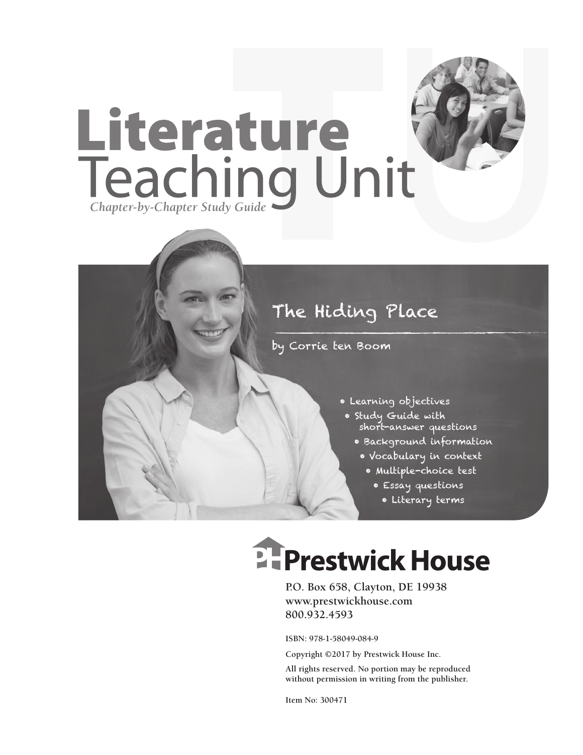# Literature
# Teaching Unit

*Chapter-by-Chapter Study Guide*

## The Hiding Place

by Corrie ten Boom

- Learning objectives
- Study Guide with short-answer questions
- Background information
- Vocabulary in context
- Multiple-choice test
- Essay questions
- Literary terms

**Prestwick House**

P.O. Box 658, Clayton, DE 19938
www.prestwickhouse.com
800.932.4593

ISBN: 978-1-58049-084-9

Copyright ©2017 by Prestwick House Inc.

All rights reserved. No portion may be reproduced without permission in writing from the publisher.

Item No: 300471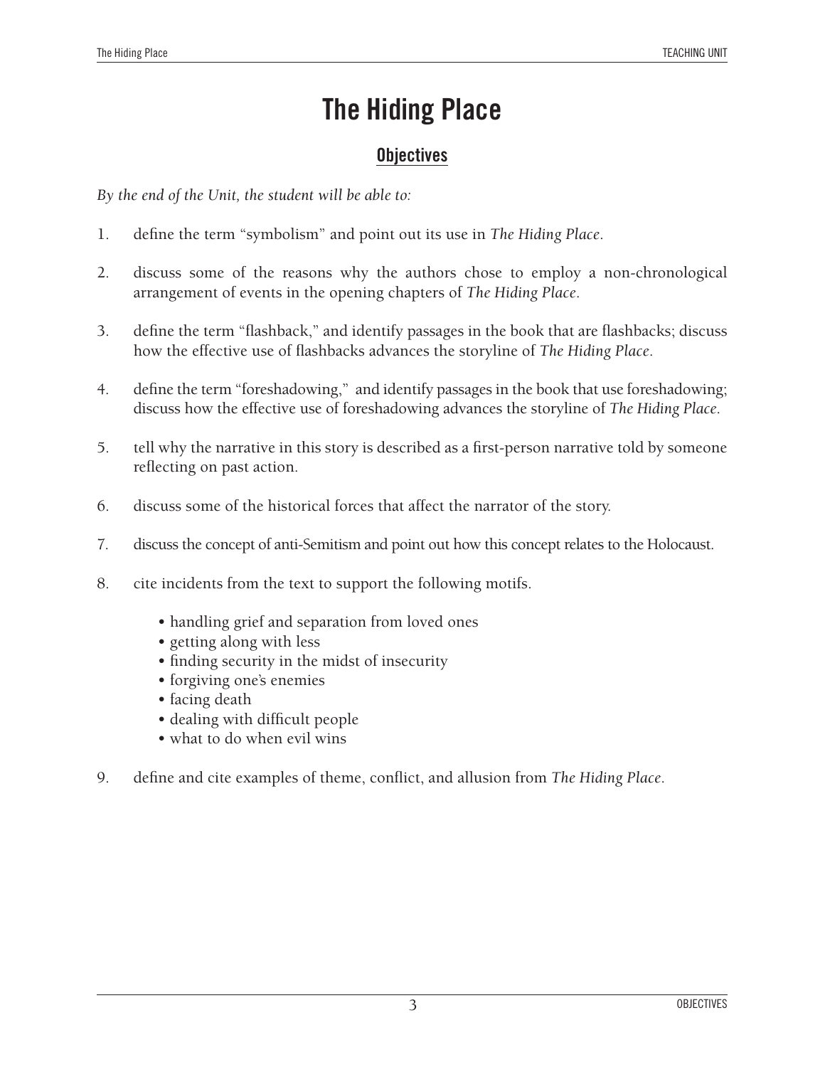# The Hiding Place

## Objectives

*By the end of the Unit, the student will be able to:*

1. define the term "symbolism" and point out its use in *The Hiding Place*.

2. discuss some of the reasons why the authors chose to employ a non-chronological arrangement of events in the opening chapters of *The Hiding Place*.

3. define the term "flashback," and identify passages in the book that are flashbacks; discuss how the effective use of flashbacks advances the storyline of *The Hiding Place*.

4. define the term "foreshadowing," and identify passages in the book that use foreshadowing; discuss how the effective use of foreshadowing advances the storyline of *The Hiding Place*.

5. tell why the narrative in this story is described as a first-person narrative told by someone reflecting on past action.

6. discuss some of the historical forces that affect the narrator of the story.

7. discuss the concept of anti-Semitism and point out how this concept relates to the Holocaust.

8. cite incidents from the text to support the following motifs.

   - handling grief and separation from loved ones
   - getting along with less
   - finding security in the midst of insecurity
   - forgiving one's enemies
   - facing death
   - dealing with difficult people
   - what to do when evil wins

9. define and cite examples of theme, conflict, and allusion from *The Hiding Place*.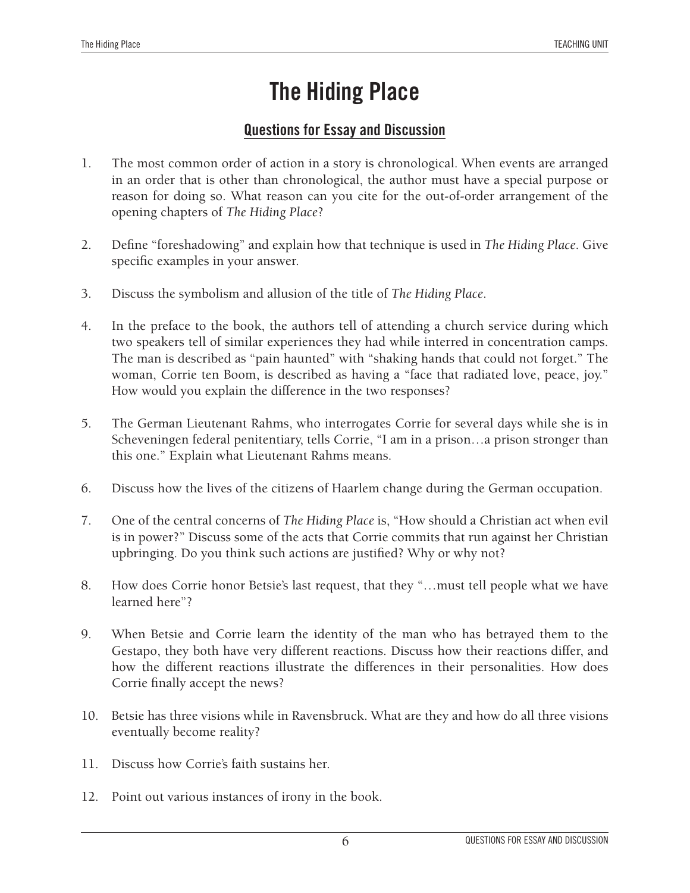# The Hiding Place

## Questions for Essay and Discussion

1. The most common order of action in a story is chronological. When events are arranged in an order that is other than chronological, the author must have a special purpose or reason for doing so. What reason can you cite for the out-of-order arrangement of the opening chapters of *The Hiding Place*?

2. Define "foreshadowing" and explain how that technique is used in *The Hiding Place*. Give specific examples in your answer.

3. Discuss the symbolism and allusion of the title of *The Hiding Place*.

4. In the preface to the book, the authors tell of attending a church service during which two speakers tell of similar experiences they had while interred in concentration camps. The man is described as "pain haunted" with "shaking hands that could not forget." The woman, Corrie ten Boom, is described as having a "face that radiated love, peace, joy." How would you explain the difference in the two responses?

5. The German Lieutenant Rahms, who interrogates Corrie for several days while she is in Scheveningen federal penitentiary, tells Corrie, "I am in a prison…a prison stronger than this one." Explain what Lieutenant Rahms means.

6. Discuss how the lives of the citizens of Haarlem change during the German occupation.

7. One of the central concerns of *The Hiding Place* is, "How should a Christian act when evil is in power?" Discuss some of the acts that Corrie commits that run against her Christian upbringing. Do you think such actions are justified? Why or why not?

8. How does Corrie honor Betsie's last request, that they "…must tell people what we have learned here"?

9. When Betsie and Corrie learn the identity of the man who has betrayed them to the Gestapo, they both have very different reactions. Discuss how their reactions differ, and how the different reactions illustrate the differences in their personalities. How does Corrie finally accept the news?

10. Betsie has three visions while in Ravensbruck. What are they and how do all three visions eventually become reality?

11. Discuss how Corrie's faith sustains her.

12. Point out various instances of irony in the book.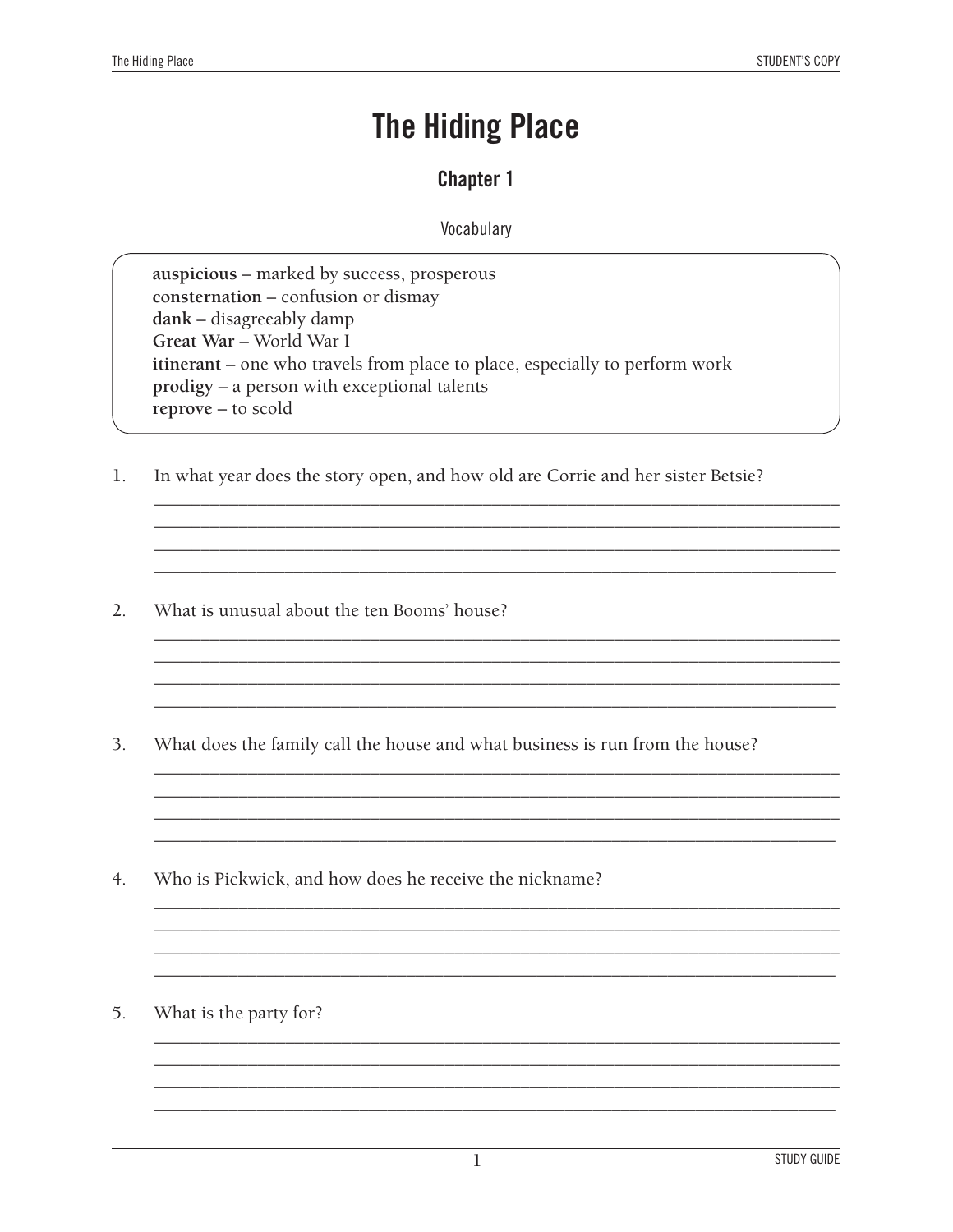# The Hiding Place

## Chapter 1

Vocabulary

**auspicious** – marked by success, prosperous
**consternation** – confusion or dismay
**dank** – disagreeably damp
**Great War** – World War I
**itinerant** – one who travels from place to place, especially to perform work
**prodigy** – a person with exceptional talents
**reprove** – to scold

1. In what year does the story open, and how old are Corrie and her sister Betsie?

2. What is unusual about the ten Booms' house?

3. What does the family call the house and what business is run from the house?

4. Who is Pickwick, and how does he receive the nickname?

5. What is the party for?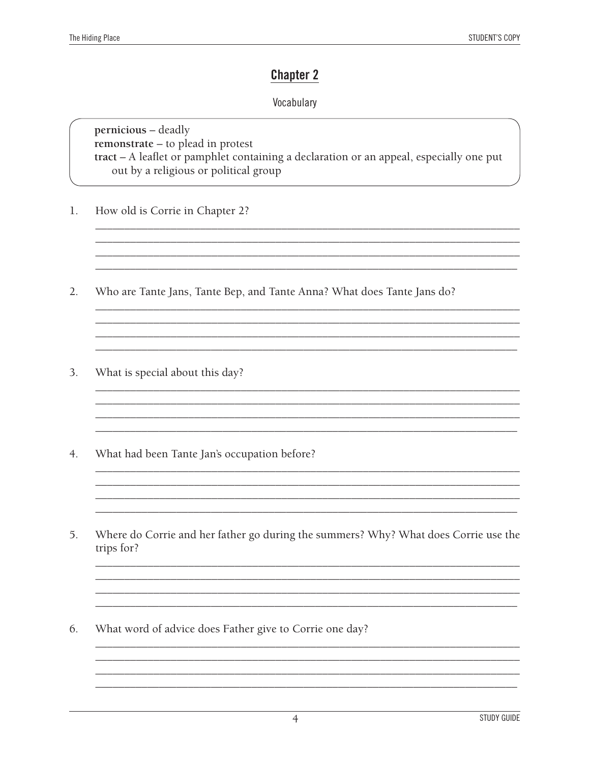## Chapter 2

Vocabulary

**pernicious** – deadly
**remonstrate** – to plead in protest
**tract** – A leaflet or pamphlet containing a declaration or an appeal, especially one put out by a religious or political group

1. How old is Corrie in Chapter 2?

2. Who are Tante Jans, Tante Bep, and Tante Anna? What does Tante Jans do?

3. What is special about this day?

4. What had been Tante Jan's occupation before?

5. Where do Corrie and her father go during the summers? Why? What does Corrie use the trips for?

6. What word of advice does Father give to Corrie one day?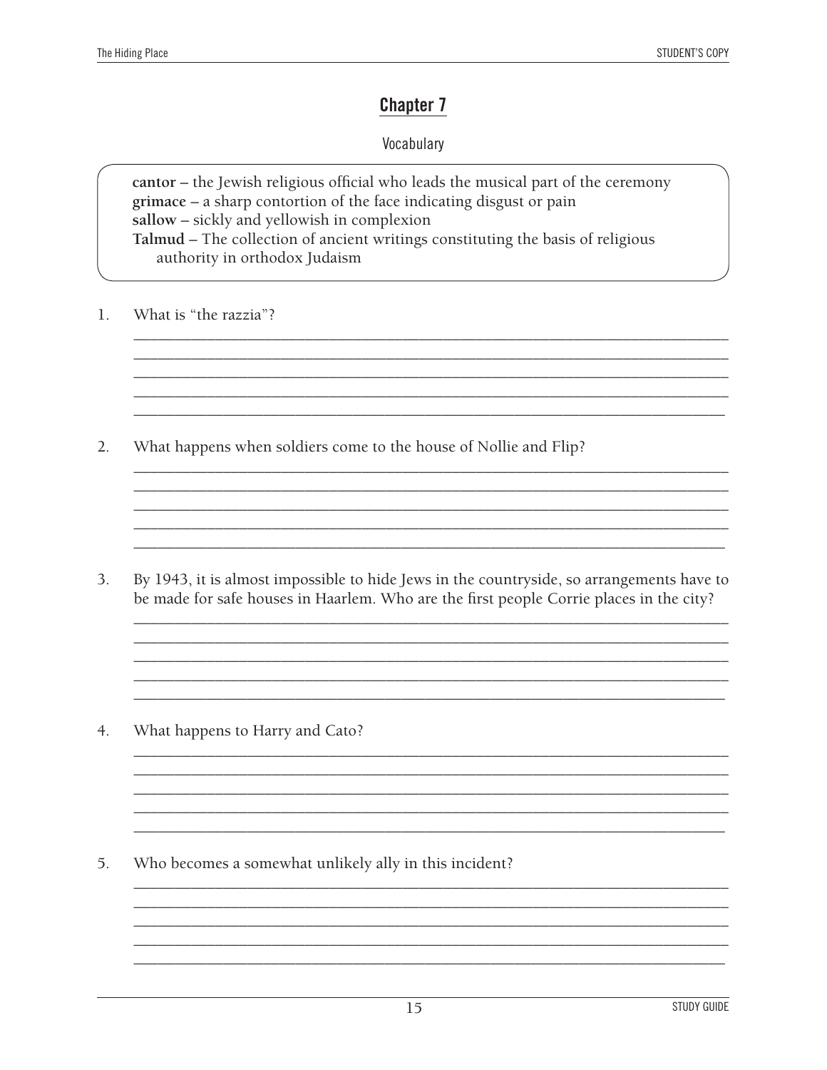## Chapter 7

Vocabulary

**cantor** – the Jewish religious official who leads the musical part of the ceremony
**grimace** – a sharp contortion of the face indicating disgust or pain
**sallow** – sickly and yellowish in complexion
**Talmud** – The collection of ancient writings constituting the basis of religious authority in orthodox Judaism

1. What is "the razzia"?

2. What happens when soldiers come to the house of Nollie and Flip?

3. By 1943, it is almost impossible to hide Jews in the countryside, so arrangements have to be made for safe houses in Haarlem. Who are the first people Corrie places in the city?

4. What happens to Harry and Cato?

5. Who becomes a somewhat unlikely ally in this incident?